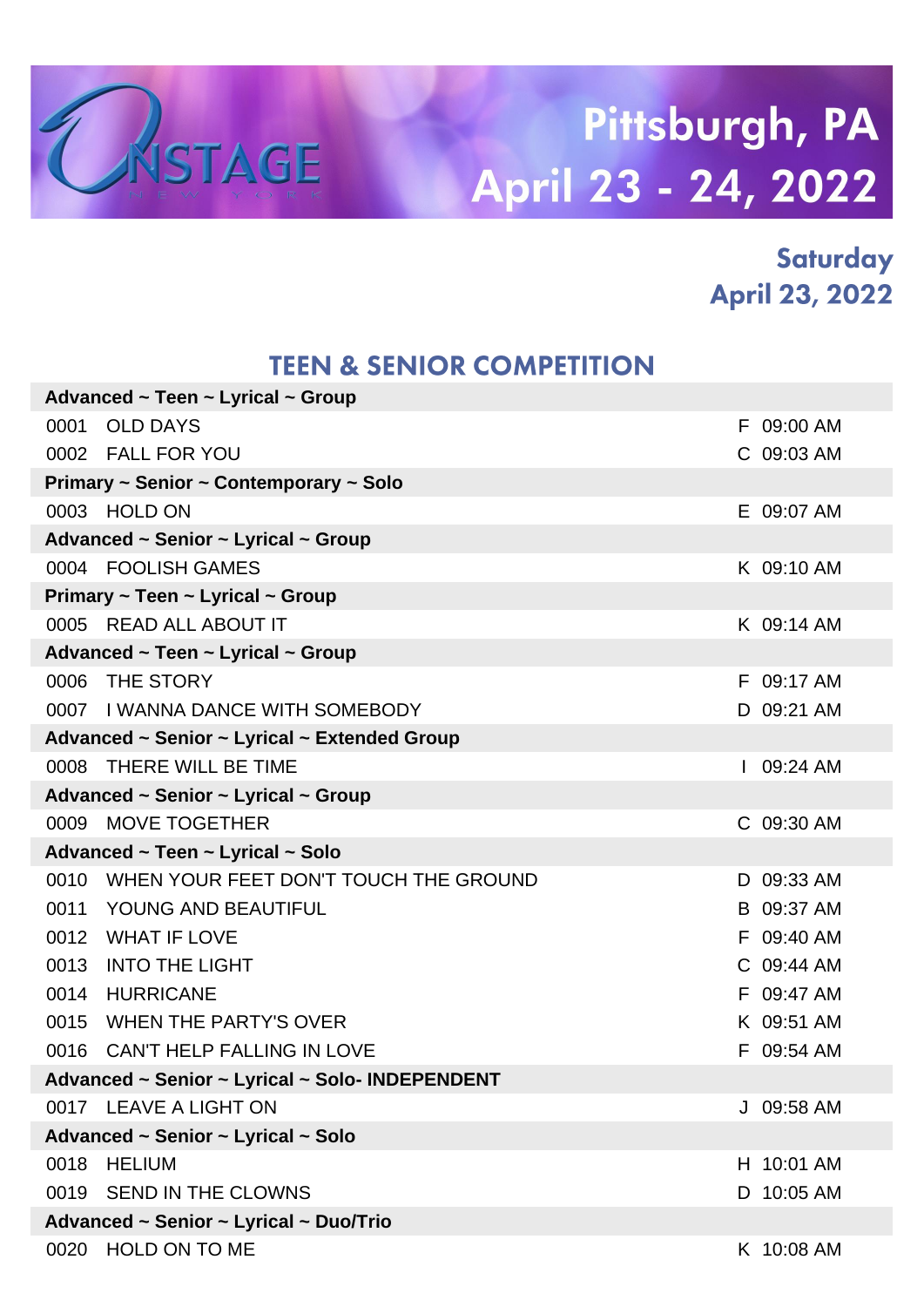# Pittsburgh, PA
# April 23 - 24, 2022

## Saturday
## April 23, 2022

### TEEN & SENIOR COMPETITION

| | | | |
|---|---|---|---|
| **Advanced ~ Teen ~ Lyrical ~ Group** | | | |
| 0001 | OLD DAYS | F | 09:00 AM |
| 0002 | FALL FOR YOU | C | 09:03 AM |
| **Primary ~ Senior ~ Contemporary ~ Solo** | | | |
| 0003 | HOLD ON | E | 09:07 AM |
| **Advanced ~ Senior ~ Lyrical ~ Group** | | | |
| 0004 | FOOLISH GAMES | K | 09:10 AM |
| **Primary ~ Teen ~ Lyrical ~ Group** | | | |
| 0005 | READ ALL ABOUT IT | K | 09:14 AM |
| **Advanced ~ Teen ~ Lyrical ~ Group** | | | |
| 0006 | THE STORY | F | 09:17 AM |
| 0007 | I WANNA DANCE WITH SOMEBODY | D | 09:21 AM |
| **Advanced ~ Senior ~ Lyrical ~ Extended Group** | | | |
| 0008 | THERE WILL BE TIME | I | 09:24 AM |
| **Advanced ~ Senior ~ Lyrical ~ Group** | | | |
| 0009 | MOVE TOGETHER | C | 09:30 AM |
| **Advanced ~ Teen ~ Lyrical ~ Solo** | | | |
| 0010 | WHEN YOUR FEET DON'T TOUCH THE GROUND | D | 09:33 AM |
| 0011 | YOUNG AND BEAUTIFUL | B | 09:37 AM |
| 0012 | WHAT IF LOVE | F | 09:40 AM |
| 0013 | INTO THE LIGHT | C | 09:44 AM |
| 0014 | HURRICANE | F | 09:47 AM |
| 0015 | WHEN THE PARTY'S OVER | K | 09:51 AM |
| 0016 | CAN'T HELP FALLING IN LOVE | F | 09:54 AM |
| **Advanced ~ Senior ~ Lyrical ~ Solo- INDEPENDENT** | | | |
| 0017 | LEAVE A LIGHT ON | J | 09:58 AM |
| **Advanced ~ Senior ~ Lyrical ~ Solo** | | | |
| 0018 | HELIUM | H | 10:01 AM |
| 0019 | SEND IN THE CLOWNS | D | 10:05 AM |
| **Advanced ~ Senior ~ Lyrical ~ Duo/Trio** | | | |
| 0020 | HOLD ON TO ME | K | 10:08 AM |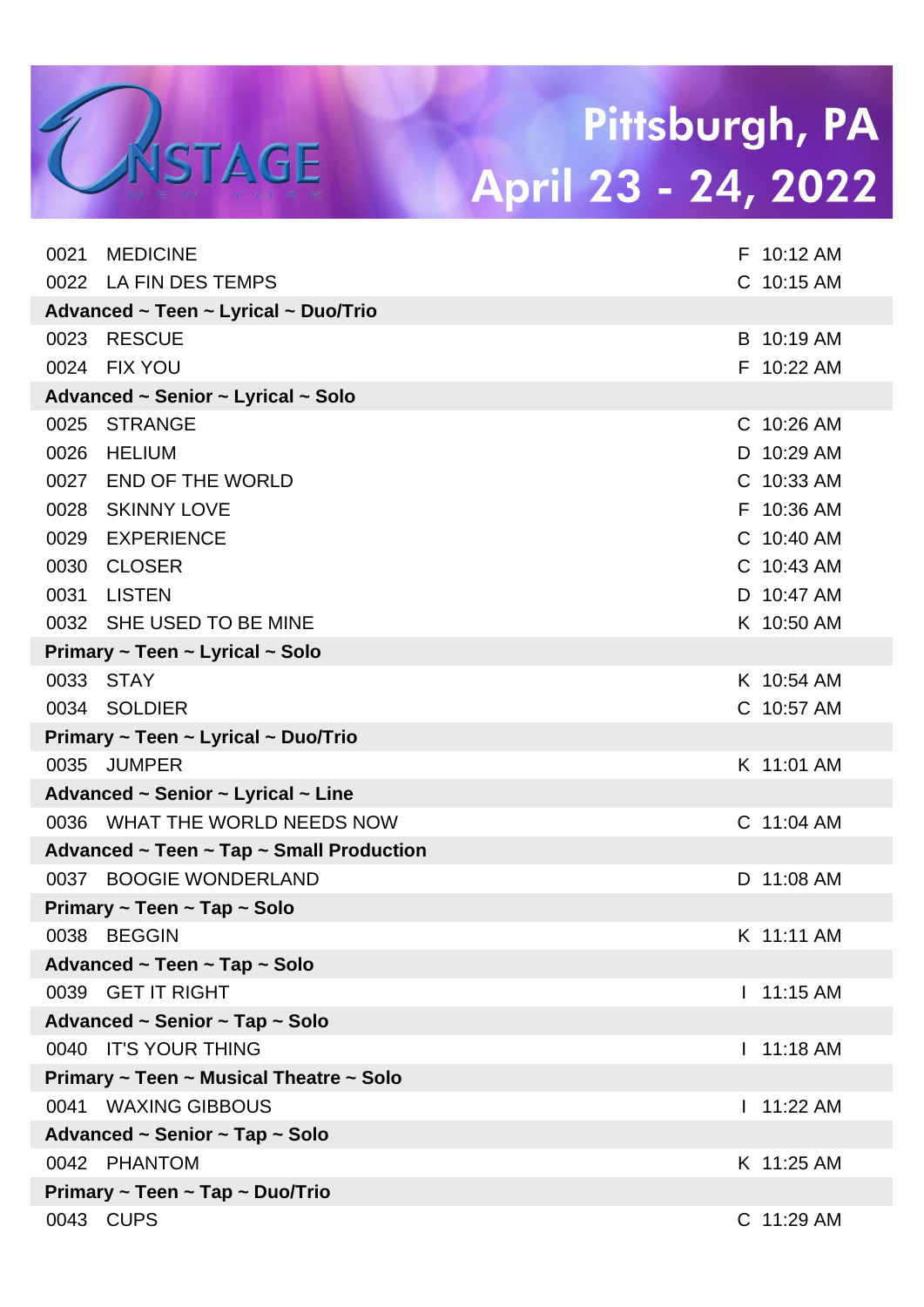| | | | |
|---|---|---|---|
| 0021 | MEDICINE | F | 10:12 AM |
| 0022 | LA FIN DES TEMPS | C | 10:15 AM |
| **Advanced ~ Teen ~ Lyrical ~ Duo/Trio** | | | |
| 0023 | RESCUE | B | 10:19 AM |
| 0024 | FIX YOU | F | 10:22 AM |
| **Advanced ~ Senior ~ Lyrical ~ Solo** | | | |
| 0025 | STRANGE | C | 10:26 AM |
| 0026 | HELIUM | D | 10:29 AM |
| 0027 | END OF THE WORLD | C | 10:33 AM |
| 0028 | SKINNY LOVE | F | 10:36 AM |
| 0029 | EXPERIENCE | C | 10:40 AM |
| 0030 | CLOSER | C | 10:43 AM |
| 0031 | LISTEN | D | 10:47 AM |
| 0032 | SHE USED TO BE MINE | K | 10:50 AM |
| **Primary ~ Teen ~ Lyrical ~ Solo** | | | |
| 0033 | STAY | K | 10:54 AM |
| 0034 | SOLDIER | C | 10:57 AM |
| **Primary ~ Teen ~ Lyrical ~ Duo/Trio** | | | |
| 0035 | JUMPER | K | 11:01 AM |
| **Advanced ~ Senior ~ Lyrical ~ Line** | | | |
| 0036 | WHAT THE WORLD NEEDS NOW | C | 11:04 AM |
| **Advanced ~ Teen ~ Tap ~ Small Production** | | | |
| 0037 | BOOGIE WONDERLAND | D | 11:08 AM |
| **Primary ~ Teen ~ Tap ~ Solo** | | | |
| 0038 | BEGGIN | K | 11:11 AM |
| **Advanced ~ Teen ~ Tap ~ Solo** | | | |
| 0039 | GET IT RIGHT | I | 11:15 AM |
| **Advanced ~ Senior ~ Tap ~ Solo** | | | |
| 0040 | IT'S YOUR THING | I | 11:18 AM |
| **Primary ~ Teen ~ Musical Theatre ~ Solo** | | | |
| 0041 | WAXING GIBBOUS | I | 11:22 AM |
| **Advanced ~ Senior ~ Tap ~ Solo** | | | |
| 0042 | PHANTOM | K | 11:25 AM |
| **Primary ~ Teen ~ Tap ~ Duo/Trio** | | | |
| 0043 | CUPS | C | 11:29 AM |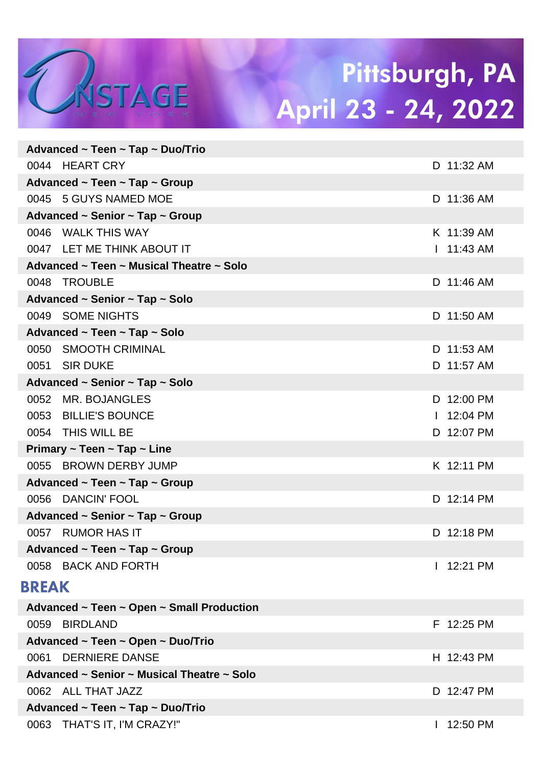**Advanced ~ Teen ~ Tap ~ Duo/Trio**

0044 HEART CRY — D 11:32 AM

**Advanced ~ Teen ~ Tap ~ Group**

0045 5 GUYS NAMED MOE — D 11:36 AM

**Advanced ~ Senior ~ Tap ~ Group**

0046 WALK THIS WAY — K 11:39 AM

0047 LET ME THINK ABOUT IT — I 11:43 AM

**Advanced ~ Teen ~ Musical Theatre ~ Solo**

0048 TROUBLE — D 11:46 AM

**Advanced ~ Senior ~ Tap ~ Solo**

0049 SOME NIGHTS — D 11:50 AM

**Advanced ~ Teen ~ Tap ~ Solo**

0050 SMOOTH CRIMINAL — D 11:53 AM

0051 SIR DUKE — D 11:57 AM

**Advanced ~ Senior ~ Tap ~ Solo**

0052 MR. BOJANGLES — D 12:00 PM

0053 BILLIE'S BOUNCE — I 12:04 PM

0054 THIS WILL BE — D 12:07 PM

**Primary ~ Teen ~ Tap ~ Line**

0055 BROWN DERBY JUMP — K 12:11 PM

**Advanced ~ Teen ~ Tap ~ Group**

0056 DANCIN' FOOL — D 12:14 PM

**Advanced ~ Senior ~ Tap ~ Group**

0057 RUMOR HAS IT — D 12:18 PM

**Advanced ~ Teen ~ Tap ~ Group**

0058 BACK AND FORTH — I 12:21 PM

## BREAK

**Advanced ~ Teen ~ Open ~ Small Production**

0059 BIRDLAND — F 12:25 PM

**Advanced ~ Teen ~ Open ~ Duo/Trio**

0061 DERNIERE DANSE — H 12:43 PM

**Advanced ~ Senior ~ Musical Theatre ~ Solo**

0062 ALL THAT JAZZ — D 12:47 PM

**Advanced ~ Teen ~ Tap ~ Duo/Trio**

0063 THAT'S IT, I'M CRAZY!" — I 12:50 PM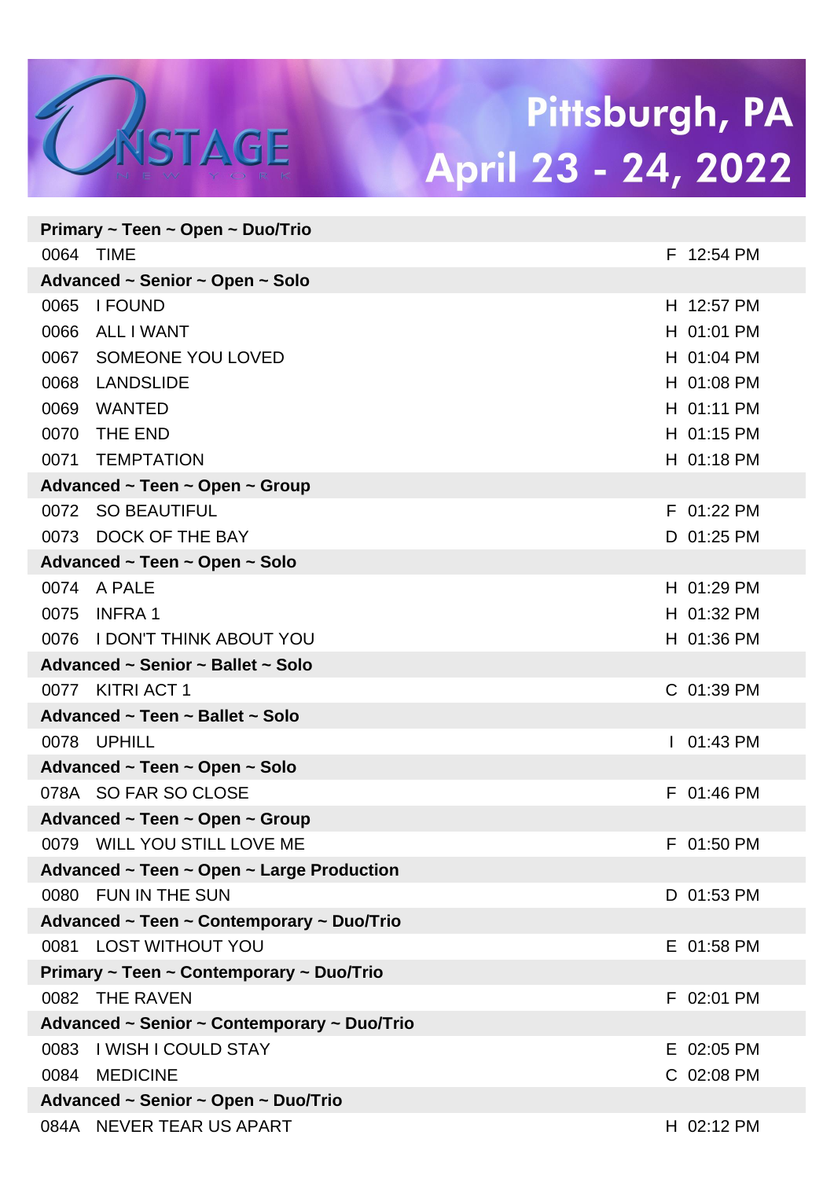# Pittsburgh, PA
## April 23 - 24, 2022

| | | | |
|---|---|---|---|
| **Primary ~ Teen ~ Open ~ Duo/Trio** | | | |
| 0064 | TIME | F | 12:54 PM |
| **Advanced ~ Senior ~ Open ~ Solo** | | | |
| 0065 | I FOUND | H | 12:57 PM |
| 0066 | ALL I WANT | H | 01:01 PM |
| 0067 | SOMEONE YOU LOVED | H | 01:04 PM |
| 0068 | LANDSLIDE | H | 01:08 PM |
| 0069 | WANTED | H | 01:11 PM |
| 0070 | THE END | H | 01:15 PM |
| 0071 | TEMPTATION | H | 01:18 PM |
| **Advanced ~ Teen ~ Open ~ Group** | | | |
| 0072 | SO BEAUTIFUL | F | 01:22 PM |
| 0073 | DOCK OF THE BAY | D | 01:25 PM |
| **Advanced ~ Teen ~ Open ~ Solo** | | | |
| 0074 | A PALE | H | 01:29 PM |
| 0075 | INFRA 1 | H | 01:32 PM |
| 0076 | I DON'T THINK ABOUT YOU | H | 01:36 PM |
| **Advanced ~ Senior ~ Ballet ~ Solo** | | | |
| 0077 | KITRI ACT 1 | C | 01:39 PM |
| **Advanced ~ Teen ~ Ballet ~ Solo** | | | |
| 0078 | UPHILL | I | 01:43 PM |
| **Advanced ~ Teen ~ Open ~ Solo** | | | |
| 078A | SO FAR SO CLOSE | F | 01:46 PM |
| **Advanced ~ Teen ~ Open ~ Group** | | | |
| 0079 | WILL YOU STILL LOVE ME | F | 01:50 PM |
| **Advanced ~ Teen ~ Open ~ Large Production** | | | |
| 0080 | FUN IN THE SUN | D | 01:53 PM |
| **Advanced ~ Teen ~ Contemporary ~ Duo/Trio** | | | |
| 0081 | LOST WITHOUT YOU | E | 01:58 PM |
| **Primary ~ Teen ~ Contemporary ~ Duo/Trio** | | | |
| 0082 | THE RAVEN | F | 02:01 PM |
| **Advanced ~ Senior ~ Contemporary ~ Duo/Trio** | | | |
| 0083 | I WISH I COULD STAY | E | 02:05 PM |
| 0084 | MEDICINE | C | 02:08 PM |
| **Advanced ~ Senior ~ Open ~ Duo/Trio** | | | |
| 084A | NEVER TEAR US APART | H | 02:12 PM |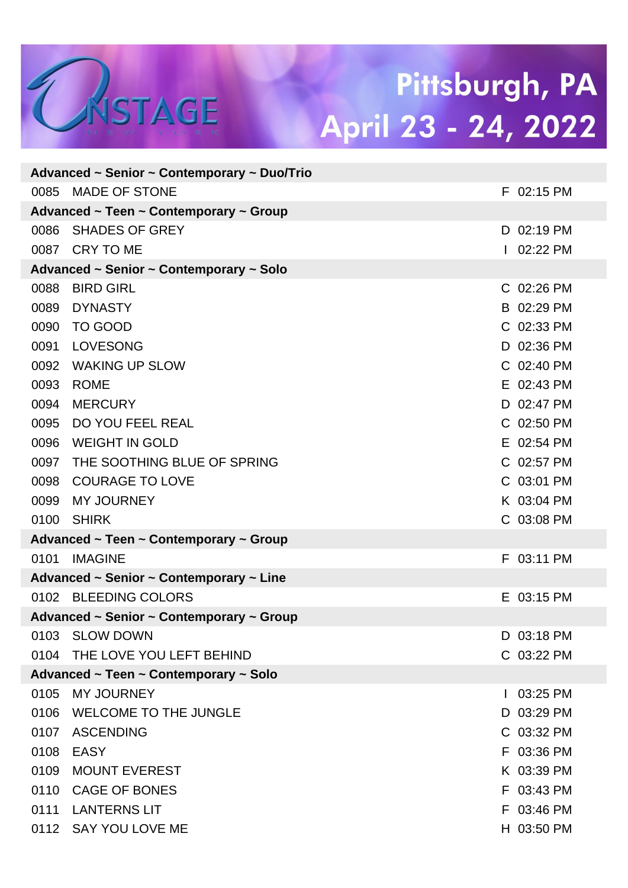| | | | |
|---|---|---|---|
| **Advanced ~ Senior ~ Contemporary ~ Duo/Trio** | | | |
| 0085 | MADE OF STONE | F | 02:15 PM |
| **Advanced ~ Teen ~ Contemporary ~ Group** | | | |
| 0086 | SHADES OF GREY | D | 02:19 PM |
| 0087 | CRY TO ME | I | 02:22 PM |
| **Advanced ~ Senior ~ Contemporary ~ Solo** | | | |
| 0088 | BIRD GIRL | C | 02:26 PM |
| 0089 | DYNASTY | B | 02:29 PM |
| 0090 | TO GOOD | C | 02:33 PM |
| 0091 | LOVESONG | D | 02:36 PM |
| 0092 | WAKING UP SLOW | C | 02:40 PM |
| 0093 | ROME | E | 02:43 PM |
| 0094 | MERCURY | D | 02:47 PM |
| 0095 | DO YOU FEEL REAL | C | 02:50 PM |
| 0096 | WEIGHT IN GOLD | E | 02:54 PM |
| 0097 | THE SOOTHING BLUE OF SPRING | C | 02:57 PM |
| 0098 | COURAGE TO LOVE | C | 03:01 PM |
| 0099 | MY JOURNEY | K | 03:04 PM |
| 0100 | SHIRK | C | 03:08 PM |
| **Advanced ~ Teen ~ Contemporary ~ Group** | | | |
| 0101 | IMAGINE | F | 03:11 PM |
| **Advanced ~ Senior ~ Contemporary ~ Line** | | | |
| 0102 | BLEEDING COLORS | E | 03:15 PM |
| **Advanced ~ Senior ~ Contemporary ~ Group** | | | |
| 0103 | SLOW DOWN | D | 03:18 PM |
| 0104 | THE LOVE YOU LEFT BEHIND | C | 03:22 PM |
| **Advanced ~ Teen ~ Contemporary ~ Solo** | | | |
| 0105 | MY JOURNEY | I | 03:25 PM |
| 0106 | WELCOME TO THE JUNGLE | D | 03:29 PM |
| 0107 | ASCENDING | C | 03:32 PM |
| 0108 | EASY | F | 03:36 PM |
| 0109 | MOUNT EVEREST | K | 03:39 PM |
| 0110 | CAGE OF BONES | F | 03:43 PM |
| 0111 | LANTERNS LIT | F | 03:46 PM |
| 0112 | SAY YOU LOVE ME | H | 03:50 PM |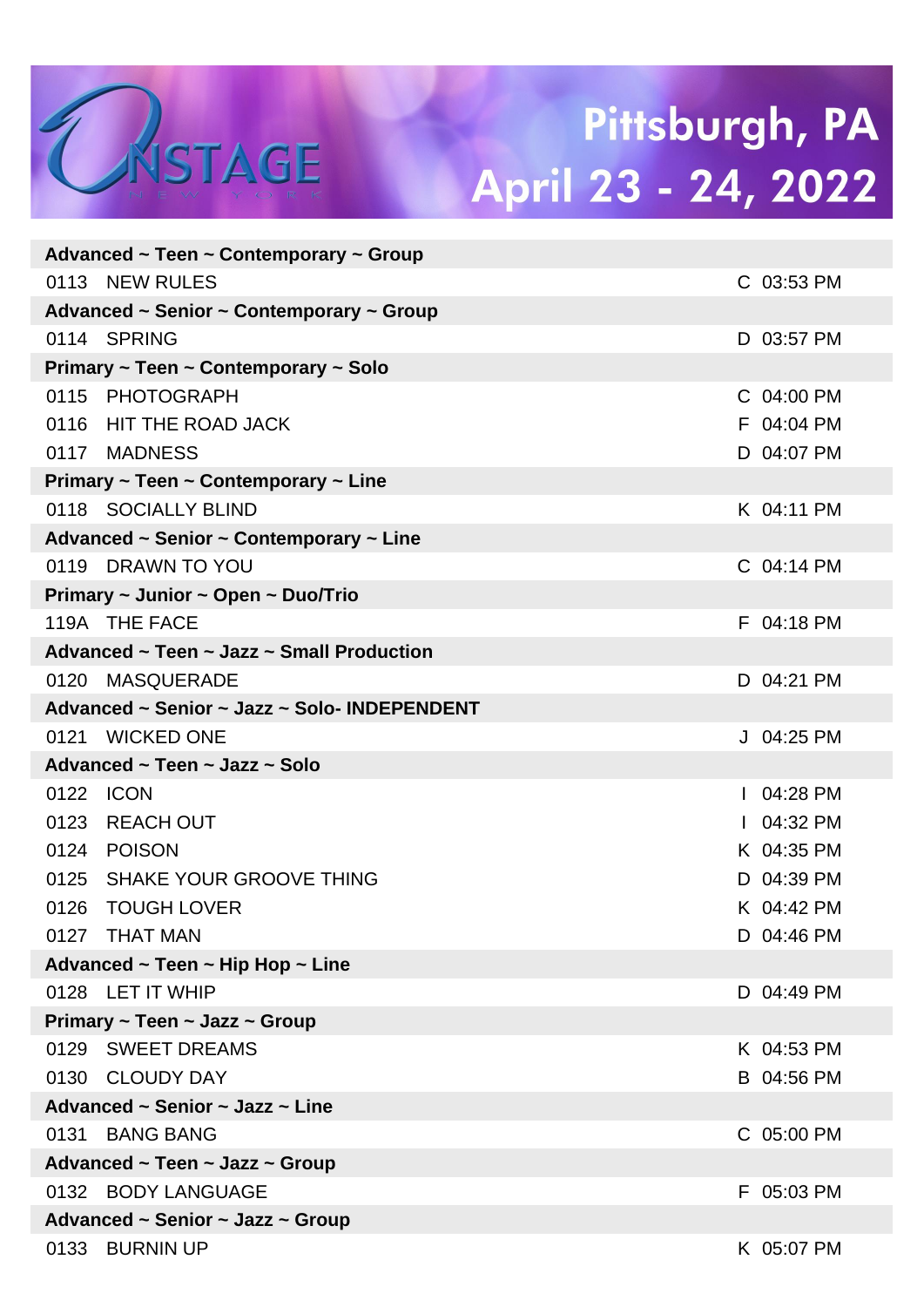| Entry | Routine | Code | Time |
|---|---|---|---|
| **Advanced ~ Teen ~ Contemporary ~ Group** | | | |
| 0113 | NEW RULES | C | 03:53 PM |
| **Advanced ~ Senior ~ Contemporary ~ Group** | | | |
| 0114 | SPRING | D | 03:57 PM |
| **Primary ~ Teen ~ Contemporary ~ Solo** | | | |
| 0115 | PHOTOGRAPH | C | 04:00 PM |
| 0116 | HIT THE ROAD JACK | F | 04:04 PM |
| 0117 | MADNESS | D | 04:07 PM |
| **Primary ~ Teen ~ Contemporary ~ Line** | | | |
| 0118 | SOCIALLY BLIND | K | 04:11 PM |
| **Advanced ~ Senior ~ Contemporary ~ Line** | | | |
| 0119 | DRAWN TO YOU | C | 04:14 PM |
| **Primary ~ Junior ~ Open ~ Duo/Trio** | | | |
| 119A | THE FACE | F | 04:18 PM |
| **Advanced ~ Teen ~ Jazz ~ Small Production** | | | |
| 0120 | MASQUERADE | D | 04:21 PM |
| **Advanced ~ Senior ~ Jazz ~ Solo- INDEPENDENT** | | | |
| 0121 | WICKED ONE | J | 04:25 PM |
| **Advanced ~ Teen ~ Jazz ~ Solo** | | | |
| 0122 | ICON | I | 04:28 PM |
| 0123 | REACH OUT | I | 04:32 PM |
| 0124 | POISON | K | 04:35 PM |
| 0125 | SHAKE YOUR GROOVE THING | D | 04:39 PM |
| 0126 | TOUGH LOVER | K | 04:42 PM |
| 0127 | THAT MAN | D | 04:46 PM |
| **Advanced ~ Teen ~ Hip Hop ~ Line** | | | |
| 0128 | LET IT WHIP | D | 04:49 PM |
| **Primary ~ Teen ~ Jazz ~ Group** | | | |
| 0129 | SWEET DREAMS | K | 04:53 PM |
| 0130 | CLOUDY DAY | B | 04:56 PM |
| **Advanced ~ Senior ~ Jazz ~ Line** | | | |
| 0131 | BANG BANG | C | 05:00 PM |
| **Advanced ~ Teen ~ Jazz ~ Group** | | | |
| 0132 | BODY LANGUAGE | F | 05:03 PM |
| **Advanced ~ Senior ~ Jazz ~ Group** | | | |
| 0133 | BURNIN UP | K | 05:07 PM |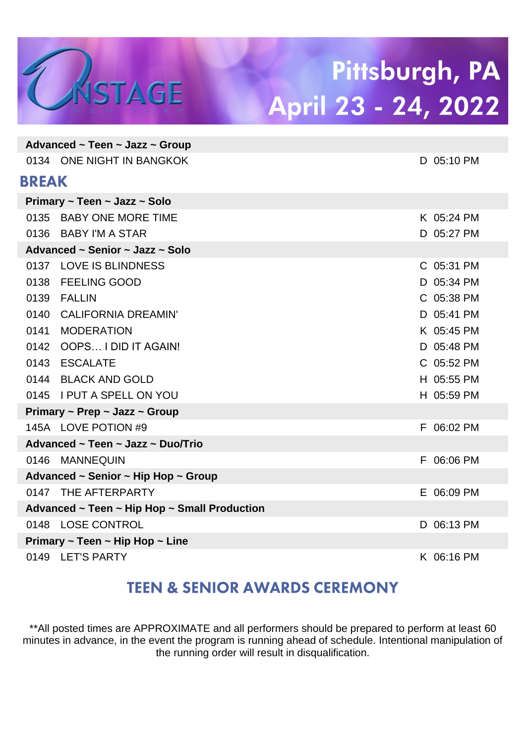# Pittsburgh, PA
## April 23 - 24, 2022

**Advanced ~ Teen ~ Jazz ~ Group**

| | | | |
|---|---|---|---|
| 0134 | ONE NIGHT IN BANGKOK | D | 05:10 PM |

## BREAK

**Primary ~ Teen ~ Jazz ~ Solo**

| | | | |
|---|---|---|---|
| 0135 | BABY ONE MORE TIME | K | 05:24 PM |
| 0136 | BABY I'M A STAR | D | 05:27 PM |

**Advanced ~ Senior ~ Jazz ~ Solo**

| | | | |
|---|---|---|---|
| 0137 | LOVE IS BLINDNESS | C | 05:31 PM |
| 0138 | FEELING GOOD | D | 05:34 PM |
| 0139 | FALLIN | C | 05:38 PM |
| 0140 | CALIFORNIA DREAMIN' | D | 05:41 PM |
| 0141 | MODERATION | K | 05:45 PM |
| 0142 | OOPS… I DID IT AGAIN! | D | 05:48 PM |
| 0143 | ESCALATE | C | 05:52 PM |
| 0144 | BLACK AND GOLD | H | 05:55 PM |
| 0145 | I PUT A SPELL ON YOU | H | 05:59 PM |

**Primary ~ Prep ~ Jazz ~ Group**

| | | | |
|---|---|---|---|
| 145A | LOVE POTION #9 | F | 06:02 PM |

**Advanced ~ Teen ~ Jazz ~ Duo/Trio**

| | | | |
|---|---|---|---|
| 0146 | MANNEQUIN | F | 06:06 PM |

**Advanced ~ Senior ~ Hip Hop ~ Group**

| | | | |
|---|---|---|---|
| 0147 | THE AFTERPARTY | E | 06:09 PM |

**Advanced ~ Teen ~ Hip Hop ~ Small Production**

| | | | |
|---|---|---|---|
| 0148 | LOSE CONTROL | D | 06:13 PM |

**Primary ~ Teen ~ Hip Hop ~ Line**

| | | | |
|---|---|---|---|
| 0149 | LET'S PARTY | K | 06:16 PM |

## TEEN & SENIOR AWARDS CEREMONY

**All posted times are APPROXIMATE and all performers should be prepared to perform at least 60 minutes in advance, in the event the program is running ahead of schedule. Intentional manipulation of the running order will result in disqualification.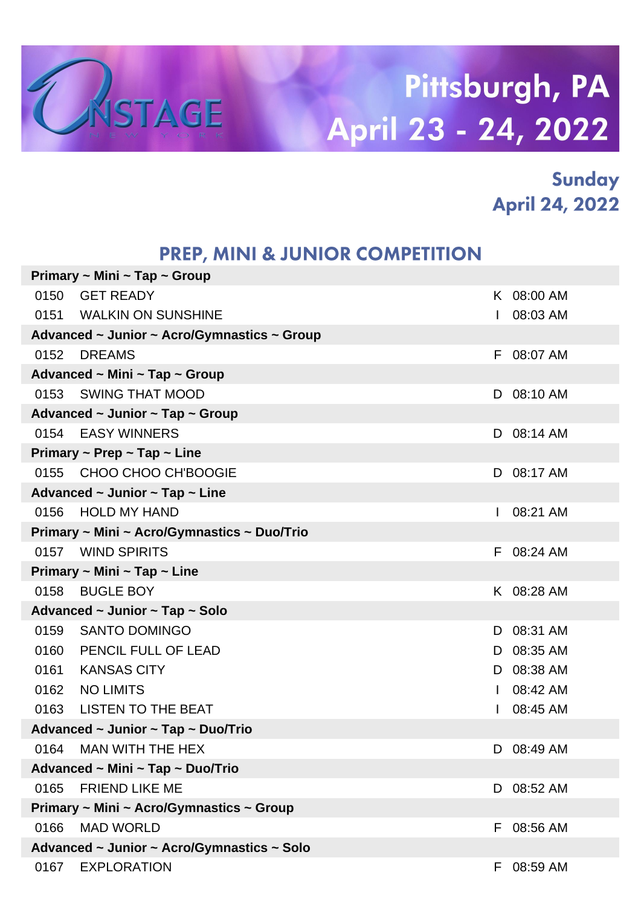# Pittsburgh, PA
## April 23 - 24, 2022

### Sunday
### April 24, 2022

## PREP, MINI & JUNIOR COMPETITION

| | | | |
|---|---|---|---|
| **Primary ~ Mini ~ Tap ~ Group** | | | |
| 0150 | GET READY | K | 08:00 AM |
| 0151 | WALKIN ON SUNSHINE | I | 08:03 AM |
| **Advanced ~ Junior ~ Acro/Gymnastics ~ Group** | | | |
| 0152 | DREAMS | F | 08:07 AM |
| **Advanced ~ Mini ~ Tap ~ Group** | | | |
| 0153 | SWING THAT MOOD | D | 08:10 AM |
| **Advanced ~ Junior ~ Tap ~ Group** | | | |
| 0154 | EASY WINNERS | D | 08:14 AM |
| **Primary ~ Prep ~ Tap ~ Line** | | | |
| 0155 | CHOO CHOO CH'BOOGIE | D | 08:17 AM |
| **Advanced ~ Junior ~ Tap ~ Line** | | | |
| 0156 | HOLD MY HAND | I | 08:21 AM |
| **Primary ~ Mini ~ Acro/Gymnastics ~ Duo/Trio** | | | |
| 0157 | WIND SPIRITS | F | 08:24 AM |
| **Primary ~ Mini ~ Tap ~ Line** | | | |
| 0158 | BUGLE BOY | K | 08:28 AM |
| **Advanced ~ Junior ~ Tap ~ Solo** | | | |
| 0159 | SANTO DOMINGO | D | 08:31 AM |
| 0160 | PENCIL FULL OF LEAD | D | 08:35 AM |
| 0161 | KANSAS CITY | D | 08:38 AM |
| 0162 | NO LIMITS | I | 08:42 AM |
| 0163 | LISTEN TO THE BEAT | I | 08:45 AM |
| **Advanced ~ Junior ~ Tap ~ Duo/Trio** | | | |
| 0164 | MAN WITH THE HEX | D | 08:49 AM |
| **Advanced ~ Mini ~ Tap ~ Duo/Trio** | | | |
| 0165 | FRIEND LIKE ME | D | 08:52 AM |
| **Primary ~ Mini ~ Acro/Gymnastics ~ Group** | | | |
| 0166 | MAD WORLD | F | 08:56 AM |
| **Advanced ~ Junior ~ Acro/Gymnastics ~ Solo** | | | |
| 0167 | EXPLORATION | F | 08:59 AM |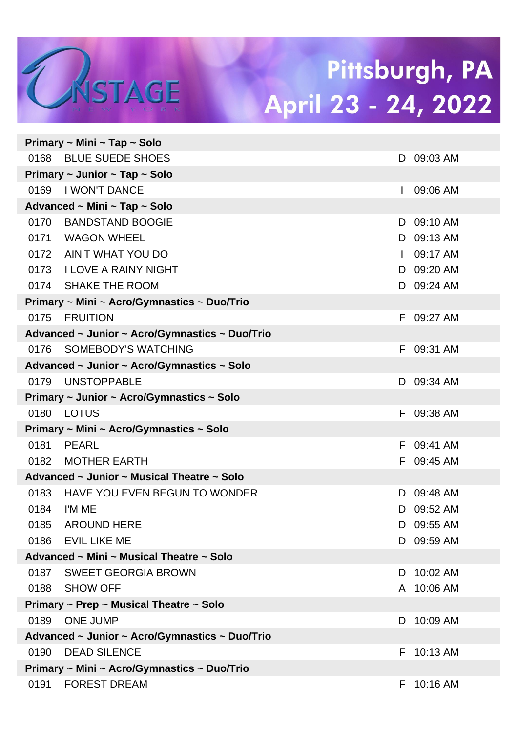# Pittsburgh, PA
## April 23 - 24, 2022

**Primary ~ Mini ~ Tap ~ Solo**

| | | | |
|---|---|---|---|
| 0168 | BLUE SUEDE SHOES | D | 09:03 AM |

**Primary ~ Junior ~ Tap ~ Solo**

| | | | |
|---|---|---|---|
| 0169 | I WON'T DANCE | I | 09:06 AM |

**Advanced ~ Mini ~ Tap ~ Solo**

| | | | |
|---|---|---|---|
| 0170 | BANDSTAND BOOGIE | D | 09:10 AM |
| 0171 | WAGON WHEEL | D | 09:13 AM |
| 0172 | AIN'T WHAT YOU DO | I | 09:17 AM |
| 0173 | I LOVE A RAINY NIGHT | D | 09:20 AM |
| 0174 | SHAKE THE ROOM | D | 09:24 AM |

**Primary ~ Mini ~ Acro/Gymnastics ~ Duo/Trio**

| | | | |
|---|---|---|---|
| 0175 | FRUITION | F | 09:27 AM |

**Advanced ~ Junior ~ Acro/Gymnastics ~ Duo/Trio**

| | | | |
|---|---|---|---|
| 0176 | SOMEBODY'S WATCHING | F | 09:31 AM |

**Advanced ~ Junior ~ Acro/Gymnastics ~ Solo**

| | | | |
|---|---|---|---|
| 0179 | UNSTOPPABLE | D | 09:34 AM |

**Primary ~ Junior ~ Acro/Gymnastics ~ Solo**

| | | | |
|---|---|---|---|
| 0180 | LOTUS | F | 09:38 AM |

**Primary ~ Mini ~ Acro/Gymnastics ~ Solo**

| | | | |
|---|---|---|---|
| 0181 | PEARL | F | 09:41 AM |
| 0182 | MOTHER EARTH | F | 09:45 AM |

**Advanced ~ Junior ~ Musical Theatre ~ Solo**

| | | | |
|---|---|---|---|
| 0183 | HAVE YOU EVEN BEGUN TO WONDER | D | 09:48 AM |
| 0184 | I'M ME | D | 09:52 AM |
| 0185 | AROUND HERE | D | 09:55 AM |
| 0186 | EVIL LIKE ME | D | 09:59 AM |

**Advanced ~ Mini ~ Musical Theatre ~ Solo**

| | | | |
|---|---|---|---|
| 0187 | SWEET GEORGIA BROWN | D | 10:02 AM |
| 0188 | SHOW OFF | A | 10:06 AM |

**Primary ~ Prep ~ Musical Theatre ~ Solo**

| | | | |
|---|---|---|---|
| 0189 | ONE JUMP | D | 10:09 AM |

**Advanced ~ Junior ~ Acro/Gymnastics ~ Duo/Trio**

| | | | |
|---|---|---|---|
| 0190 | DEAD SILENCE | F | 10:13 AM |

**Primary ~ Mini ~ Acro/Gymnastics ~ Duo/Trio**

| | | | |
|---|---|---|---|
| 0191 | FOREST DREAM | F | 10:16 AM |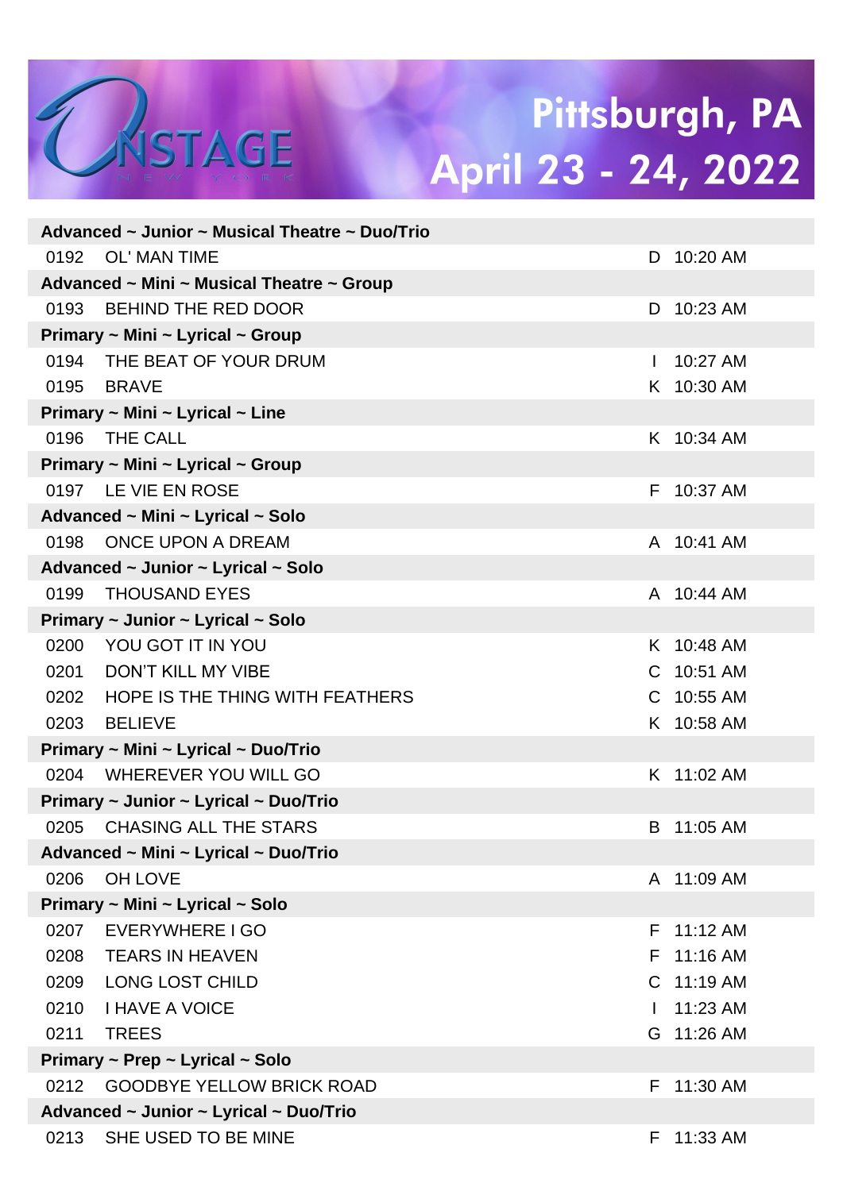# Pittsburgh, PA
## April 23 - 24, 2022

**Advanced ~ Junior ~ Musical Theatre ~ Duo/Trio**

| | | | |
|---|---|---|---|
| 0192 | OL' MAN TIME | D | 10:20 AM |

**Advanced ~ Mini ~ Musical Theatre ~ Group**

| | | | |
|---|---|---|---|
| 0193 | BEHIND THE RED DOOR | D | 10:23 AM |

**Primary ~ Mini ~ Lyrical ~ Group**

| | | | |
|---|---|---|---|
| 0194 | THE BEAT OF YOUR DRUM | I | 10:27 AM |
| 0195 | BRAVE | K | 10:30 AM |

**Primary ~ Mini ~ Lyrical ~ Line**

| | | | |
|---|---|---|---|
| 0196 | THE CALL | K | 10:34 AM |

**Primary ~ Mini ~ Lyrical ~ Group**

| | | | |
|---|---|---|---|
| 0197 | LE VIE EN ROSE | F | 10:37 AM |

**Advanced ~ Mini ~ Lyrical ~ Solo**

| | | | |
|---|---|---|---|
| 0198 | ONCE UPON A DREAM | A | 10:41 AM |

**Advanced ~ Junior ~ Lyrical ~ Solo**

| | | | |
|---|---|---|---|
| 0199 | THOUSAND EYES | A | 10:44 AM |

**Primary ~ Junior ~ Lyrical ~ Solo**

| | | | |
|---|---|---|---|
| 0200 | YOU GOT IT IN YOU | K | 10:48 AM |
| 0201 | DON'T KILL MY VIBE | C | 10:51 AM |
| 0202 | HOPE IS THE THING WITH FEATHERS | C | 10:55 AM |
| 0203 | BELIEVE | K | 10:58 AM |

**Primary ~ Mini ~ Lyrical ~ Duo/Trio**

| | | | |
|---|---|---|---|
| 0204 | WHEREVER YOU WILL GO | K | 11:02 AM |

**Primary ~ Junior ~ Lyrical ~ Duo/Trio**

| | | | |
|---|---|---|---|
| 0205 | CHASING ALL THE STARS | B | 11:05 AM |

**Advanced ~ Mini ~ Lyrical ~ Duo/Trio**

| | | | |
|---|---|---|---|
| 0206 | OH LOVE | A | 11:09 AM |

**Primary ~ Mini ~ Lyrical ~ Solo**

| | | | |
|---|---|---|---|
| 0207 | EVERYWHERE I GO | F | 11:12 AM |
| 0208 | TEARS IN HEAVEN | F | 11:16 AM |
| 0209 | LONG LOST CHILD | C | 11:19 AM |
| 0210 | I HAVE A VOICE | I | 11:23 AM |
| 0211 | TREES | G | 11:26 AM |

**Primary ~ Prep ~ Lyrical ~ Solo**

| | | | |
|---|---|---|---|
| 0212 | GOODBYE YELLOW BRICK ROAD | F | 11:30 AM |

**Advanced ~ Junior ~ Lyrical ~ Duo/Trio**

| | | | |
|---|---|---|---|
| 0213 | SHE USED TO BE MINE | F | 11:33 AM |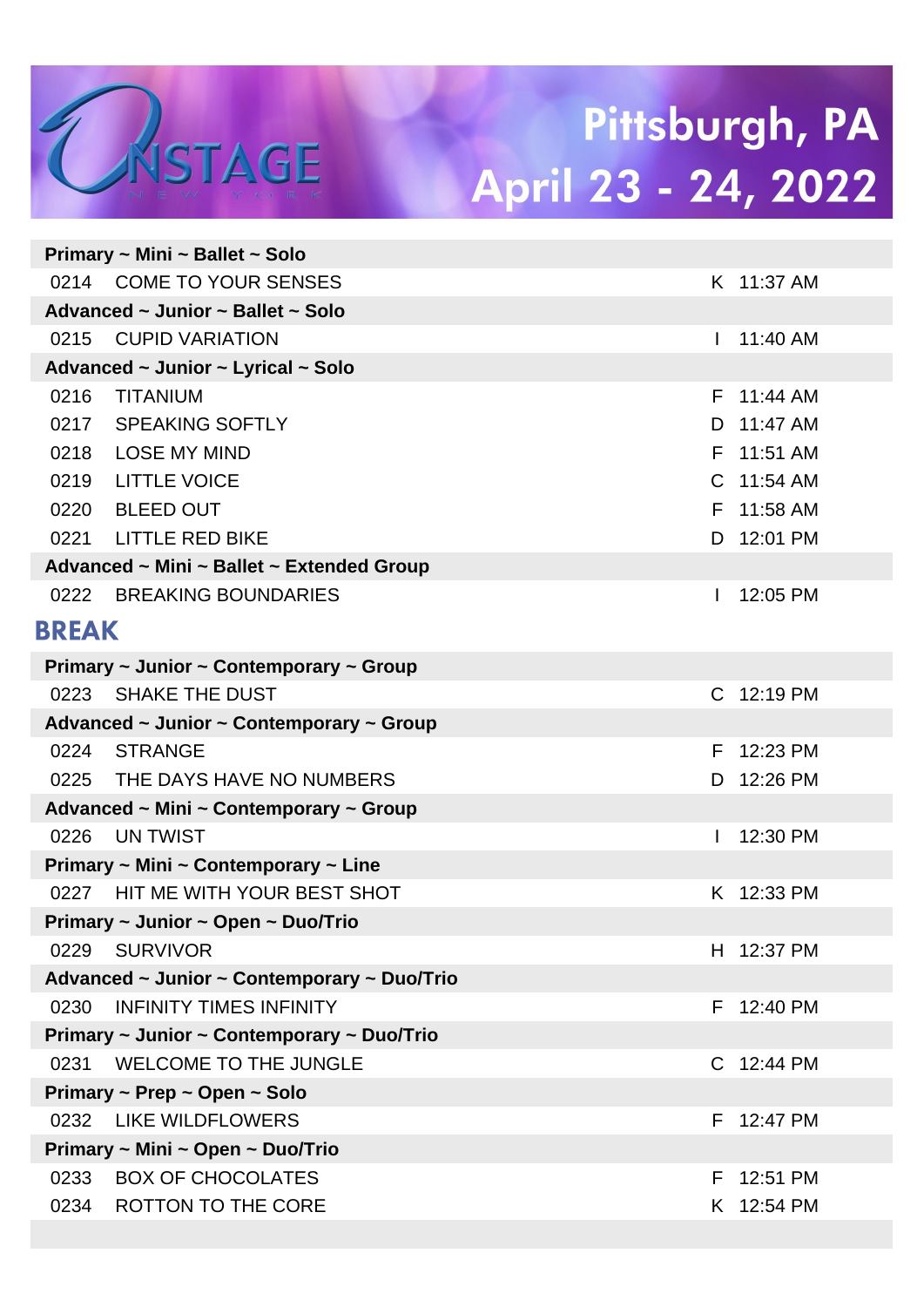# Pittsburgh, PA
## April 23 - 24, 2022

**Primary ~ Mini ~ Ballet ~ Solo**

| | | | |
|---|---|---|---|
| 0214 | COME TO YOUR SENSES | K | 11:37 AM |

**Advanced ~ Junior ~ Ballet ~ Solo**

| | | | |
|---|---|---|---|
| 0215 | CUPID VARIATION | I | 11:40 AM |

**Advanced ~ Junior ~ Lyrical ~ Solo**

| | | | |
|---|---|---|---|
| 0216 | TITANIUM | F | 11:44 AM |
| 0217 | SPEAKING SOFTLY | D | 11:47 AM |
| 0218 | LOSE MY MIND | F | 11:51 AM |
| 0219 | LITTLE VOICE | C | 11:54 AM |
| 0220 | BLEED OUT | F | 11:58 AM |
| 0221 | LITTLE RED BIKE | D | 12:01 PM |

**Advanced ~ Mini ~ Ballet ~ Extended Group**

| | | | |
|---|---|---|---|
| 0222 | BREAKING BOUNDARIES | I | 12:05 PM |

## BREAK

**Primary ~ Junior ~ Contemporary ~ Group**

| | | | |
|---|---|---|---|
| 0223 | SHAKE THE DUST | C | 12:19 PM |

**Advanced ~ Junior ~ Contemporary ~ Group**

| | | | |
|---|---|---|---|
| 0224 | STRANGE | F | 12:23 PM |
| 0225 | THE DAYS HAVE NO NUMBERS | D | 12:26 PM |

**Advanced ~ Mini ~ Contemporary ~ Group**

| | | | |
|---|---|---|---|
| 0226 | UN TWIST | I | 12:30 PM |

**Primary ~ Mini ~ Contemporary ~ Line**

| | | | |
|---|---|---|---|
| 0227 | HIT ME WITH YOUR BEST SHOT | K | 12:33 PM |

**Primary ~ Junior ~ Open ~ Duo/Trio**

| | | | |
|---|---|---|---|
| 0229 | SURVIVOR | H | 12:37 PM |

**Advanced ~ Junior ~ Contemporary ~ Duo/Trio**

| | | | |
|---|---|---|---|
| 0230 | INFINITY TIMES INFINITY | F | 12:40 PM |

**Primary ~ Junior ~ Contemporary ~ Duo/Trio**

| | | | |
|---|---|---|---|
| 0231 | WELCOME TO THE JUNGLE | C | 12:44 PM |

**Primary ~ Prep ~ Open ~ Solo**

| | | | |
|---|---|---|---|
| 0232 | LIKE WILDFLOWERS | F | 12:47 PM |

**Primary ~ Mini ~ Open ~ Duo/Trio**

| | | | |
|---|---|---|---|
| 0233 | BOX OF CHOCOLATES | F | 12:51 PM |
| 0234 | ROTTON TO THE CORE | K | 12:54 PM |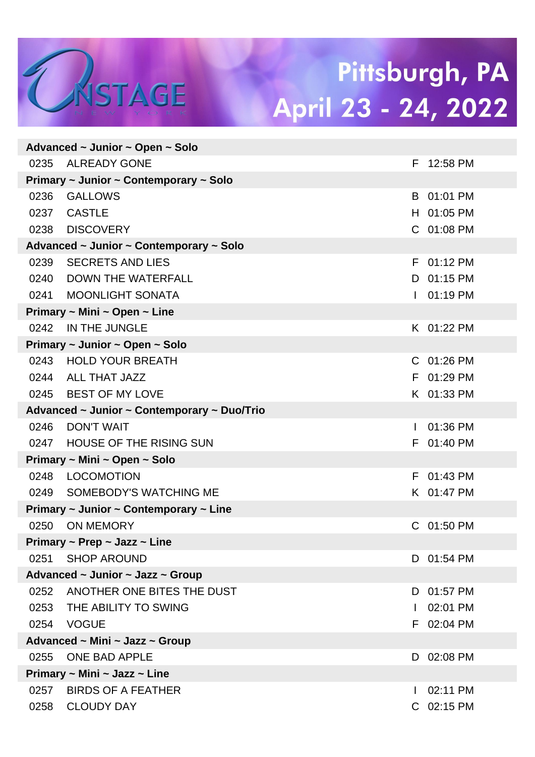# Pittsburgh, PA
## April 23 - 24, 2022

| # | Title | | Time |
|---|---|---|---|
| **Advanced ~ Junior ~ Open ~ Solo** | | | |
| 0235 | ALREADY GONE | F | 12:58 PM |
| **Primary ~ Junior ~ Contemporary ~ Solo** | | | |
| 0236 | GALLOWS | B | 01:01 PM |
| 0237 | CASTLE | H | 01:05 PM |
| 0238 | DISCOVERY | C | 01:08 PM |
| **Advanced ~ Junior ~ Contemporary ~ Solo** | | | |
| 0239 | SECRETS AND LIES | F | 01:12 PM |
| 0240 | DOWN THE WATERFALL | D | 01:15 PM |
| 0241 | MOONLIGHT SONATA | I | 01:19 PM |
| **Primary ~ Mini ~ Open ~ Line** | | | |
| 0242 | IN THE JUNGLE | K | 01:22 PM |
| **Primary ~ Junior ~ Open ~ Solo** | | | |
| 0243 | HOLD YOUR BREATH | C | 01:26 PM |
| 0244 | ALL THAT JAZZ | F | 01:29 PM |
| 0245 | BEST OF MY LOVE | K | 01:33 PM |
| **Advanced ~ Junior ~ Contemporary ~ Duo/Trio** | | | |
| 0246 | DON'T WAIT | I | 01:36 PM |
| 0247 | HOUSE OF THE RISING SUN | F | 01:40 PM |
| **Primary ~ Mini ~ Open ~ Solo** | | | |
| 0248 | LOCOMOTION | F | 01:43 PM |
| 0249 | SOMEBODY'S WATCHING ME | K | 01:47 PM |
| **Primary ~ Junior ~ Contemporary ~ Line** | | | |
| 0250 | ON MEMORY | C | 01:50 PM |
| **Primary ~ Prep ~ Jazz ~ Line** | | | |
| 0251 | SHOP AROUND | D | 01:54 PM |
| **Advanced ~ Junior ~ Jazz ~ Group** | | | |
| 0252 | ANOTHER ONE BITES THE DUST | D | 01:57 PM |
| 0253 | THE ABILITY TO SWING | I | 02:01 PM |
| 0254 | VOGUE | F | 02:04 PM |
| **Advanced ~ Mini ~ Jazz ~ Group** | | | |
| 0255 | ONE BAD APPLE | D | 02:08 PM |
| **Primary ~ Mini ~ Jazz ~ Line** | | | |
| 0257 | BIRDS OF A FEATHER | I | 02:11 PM |
| 0258 | CLOUDY DAY | C | 02:15 PM |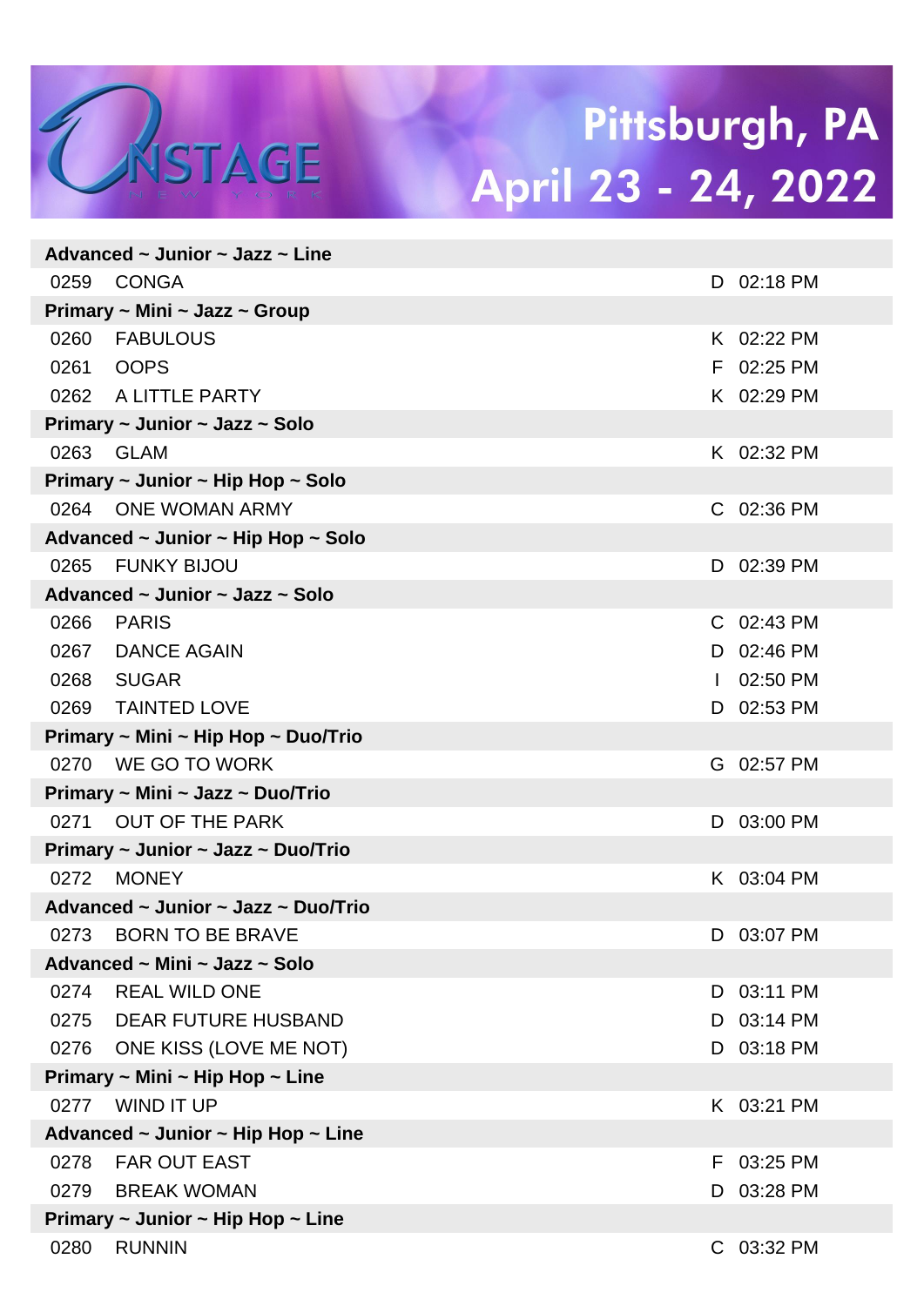# Pittsburgh, PA
## April 23 - 24, 2022

| | | | |
|---|---|---|---|
| **Advanced ~ Junior ~ Jazz ~ Line** | | | |
| 0259 | CONGA | D | 02:18 PM |
| **Primary ~ Mini ~ Jazz ~ Group** | | | |
| 0260 | FABULOUS | K | 02:22 PM |
| 0261 | OOPS | F | 02:25 PM |
| 0262 | A LITTLE PARTY | K | 02:29 PM |
| **Primary ~ Junior ~ Jazz ~ Solo** | | | |
| 0263 | GLAM | K | 02:32 PM |
| **Primary ~ Junior ~ Hip Hop ~ Solo** | | | |
| 0264 | ONE WOMAN ARMY | C | 02:36 PM |
| **Advanced ~ Junior ~ Hip Hop ~ Solo** | | | |
| 0265 | FUNKY BIJOU | D | 02:39 PM |
| **Advanced ~ Junior ~ Jazz ~ Solo** | | | |
| 0266 | PARIS | C | 02:43 PM |
| 0267 | DANCE AGAIN | D | 02:46 PM |
| 0268 | SUGAR | I | 02:50 PM |
| 0269 | TAINTED LOVE | D | 02:53 PM |
| **Primary ~ Mini ~ Hip Hop ~ Duo/Trio** | | | |
| 0270 | WE GO TO WORK | G | 02:57 PM |
| **Primary ~ Mini ~ Jazz ~ Duo/Trio** | | | |
| 0271 | OUT OF THE PARK | D | 03:00 PM |
| **Primary ~ Junior ~ Jazz ~ Duo/Trio** | | | |
| 0272 | MONEY | K | 03:04 PM |
| **Advanced ~ Junior ~ Jazz ~ Duo/Trio** | | | |
| 0273 | BORN TO BE BRAVE | D | 03:07 PM |
| **Advanced ~ Mini ~ Jazz ~ Solo** | | | |
| 0274 | REAL WILD ONE | D | 03:11 PM |
| 0275 | DEAR FUTURE HUSBAND | D | 03:14 PM |
| 0276 | ONE KISS (LOVE ME NOT) | D | 03:18 PM |
| **Primary ~ Mini ~ Hip Hop ~ Line** | | | |
| 0277 | WIND IT UP | K | 03:21 PM |
| **Advanced ~ Junior ~ Hip Hop ~ Line** | | | |
| 0278 | FAR OUT EAST | F | 03:25 PM |
| 0279 | BREAK WOMAN | D | 03:28 PM |
| **Primary ~ Junior ~ Hip Hop ~ Line** | | | |
| 0280 | RUNNIN | C | 03:32 PM |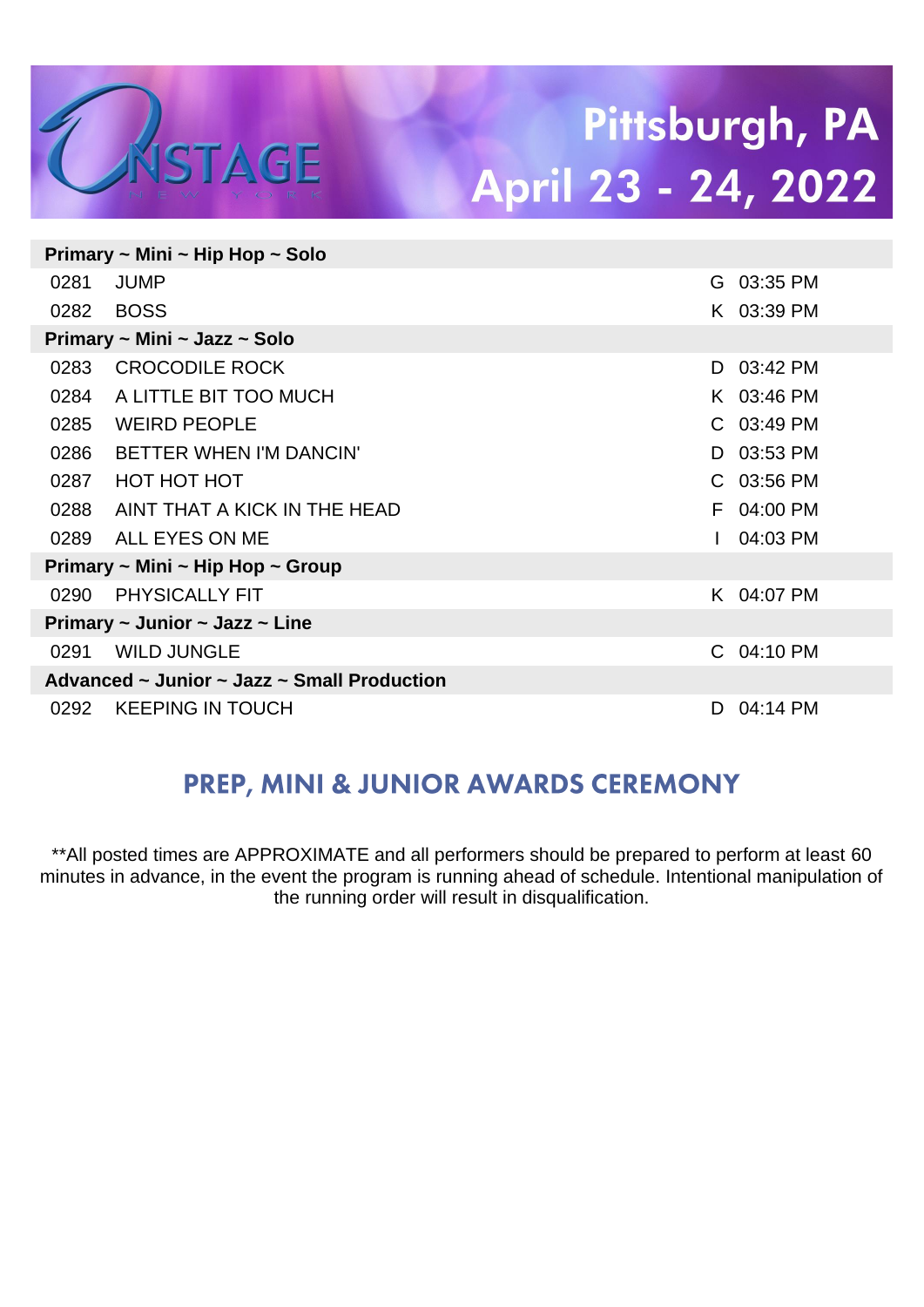# Pittsburgh, PA
## April 23 - 24, 2022

| | | | |
|---|---|---|---|
| **Primary ~ Mini ~ Hip Hop ~ Solo** | | | |
| 0281 | JUMP | G | 03:35 PM |
| 0282 | BOSS | K | 03:39 PM |
| **Primary ~ Mini ~ Jazz ~ Solo** | | | |
| 0283 | CROCODILE ROCK | D | 03:42 PM |
| 0284 | A LITTLE BIT TOO MUCH | K | 03:46 PM |
| 0285 | WEIRD PEOPLE | C | 03:49 PM |
| 0286 | BETTER WHEN I'M DANCIN' | D | 03:53 PM |
| 0287 | HOT HOT HOT | C | 03:56 PM |
| 0288 | AINT THAT A KICK IN THE HEAD | F | 04:00 PM |
| 0289 | ALL EYES ON ME | I | 04:03 PM |
| **Primary ~ Mini ~ Hip Hop ~ Group** | | | |
| 0290 | PHYSICALLY FIT | K | 04:07 PM |
| **Primary ~ Junior ~ Jazz ~ Line** | | | |
| 0291 | WILD JUNGLE | C | 04:10 PM |
| **Advanced ~ Junior ~ Jazz ~ Small Production** | | | |
| 0292 | KEEPING IN TOUCH | D | 04:14 PM |

## PREP, MINI & JUNIOR AWARDS CEREMONY

**All posted times are APPROXIMATE and all performers should be prepared to perform at least 60 minutes in advance, in the event the program is running ahead of schedule. Intentional manipulation of the running order will result in disqualification.